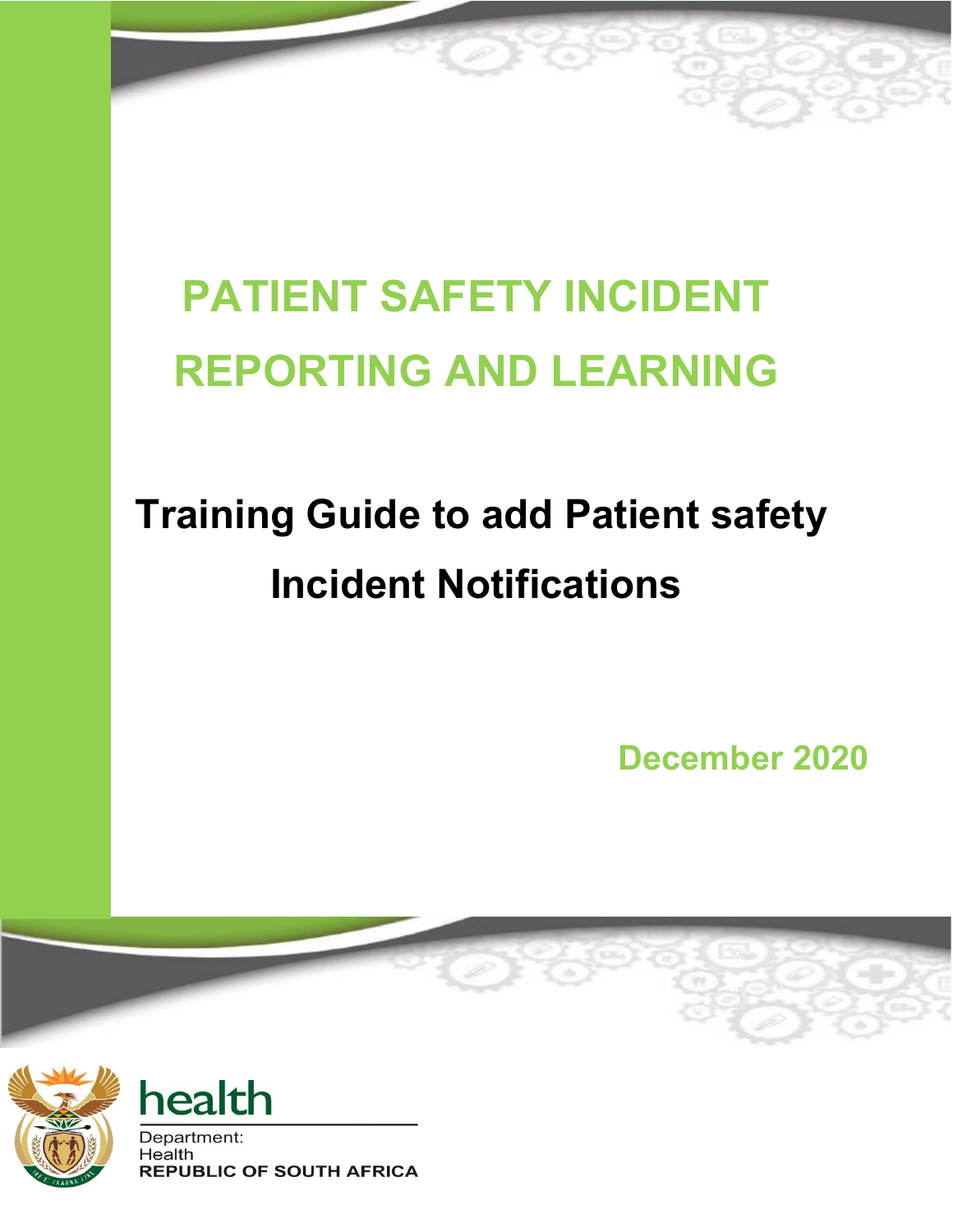# PATIENT SAFETY INCIDENT REPORTING AND LEARNING

## Training Guide to add Patient safety Incident Notifications

December 2020

health

Department:
Health
**REPUBLIC OF SOUTH AFRICA**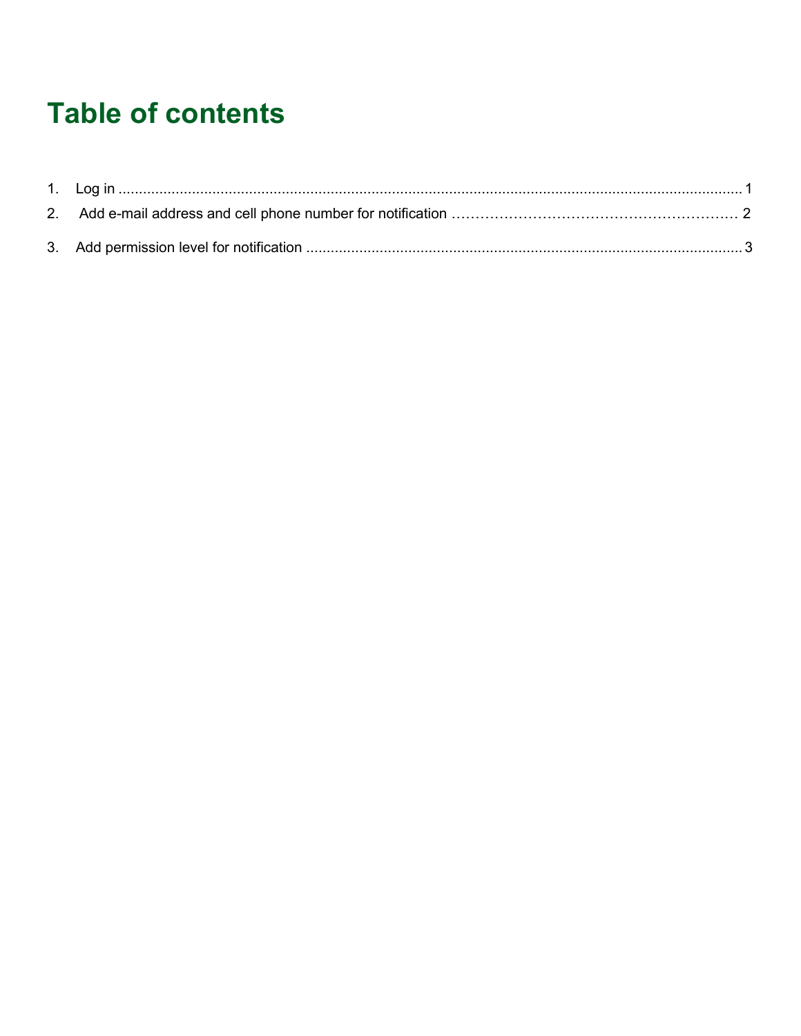# Table of contents

1. Log in ........................................................................................................................................... 1
2. Add e-mail address and cell phone number for notification ………………………………………………… 2
3. Add permission level for notification ........................................................................................... 3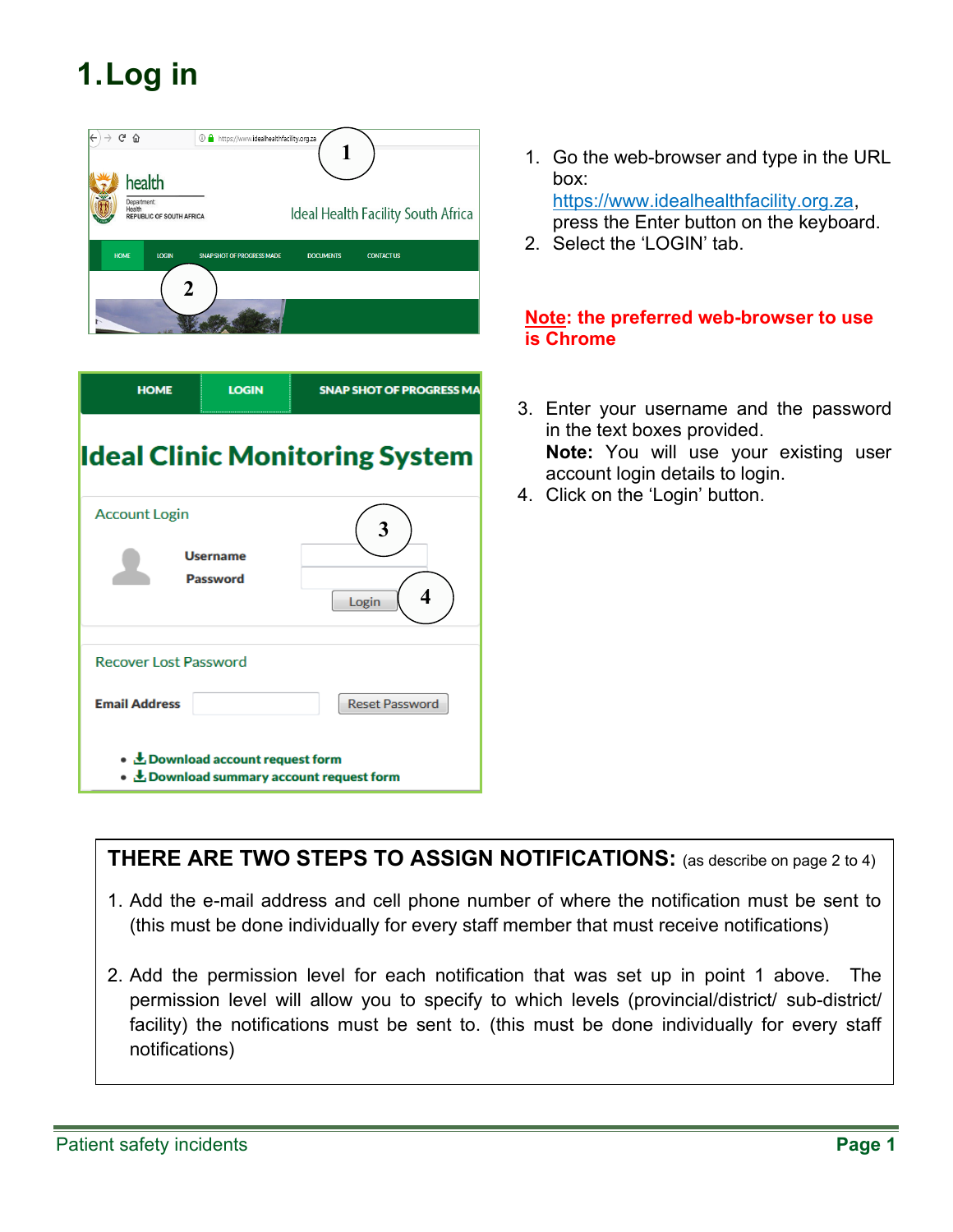# 1.Log in

1. Go the web-browser and type in the URL box: https://www.idealhealthfacility.org.za, press the Enter button on the keyboard.
2. Select the 'LOGIN' tab.

**Note: the preferred web-browser to use is Chrome**

3. Enter your username and the password in the text boxes provided. **Note:** You will use your existing user account login details to login.
4. Click on the 'Login' button.

**THERE ARE TWO STEPS TO ASSIGN NOTIFICATIONS:** (as describe on page 2 to 4)

1. Add the e-mail address and cell phone number of where the notification must be sent to (this must be done individually for every staff member that must receive notifications)

2. Add the permission level for each notification that was set up in point 1 above. The permission level will allow you to specify to which levels (provincial/district/ sub-district/ facility) the notifications must be sent to. (this must be done individually for every staff notifications)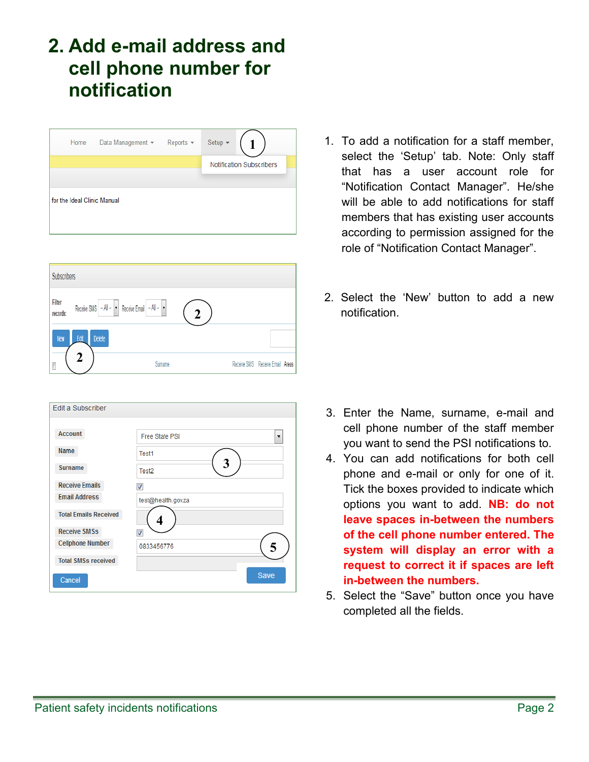## 2. Add e-mail address and cell phone number for notification

1. To add a notification for a staff member, select the 'Setup' tab. Note: Only staff that has a user account role for "Notification Contact Manager". He/she will be able to add notifications for staff members that has existing user accounts according to permission assigned for the role of "Notification Contact Manager".

2. Select the 'New' button to add a new notification.

3. Enter the Name, surname, e-mail and cell phone number of the staff member you want to send the PSI notifications to.
4. You can add notifications for both cell phone and e-mail or only for one of it. Tick the boxes provided to indicate which options you want to add. **NB: do not leave spaces in-between the numbers of the cell phone number entered. The system will display an error with a request to correct it if spaces are left in-between the numbers.**
5. Select the "Save" button once you have completed all the fields.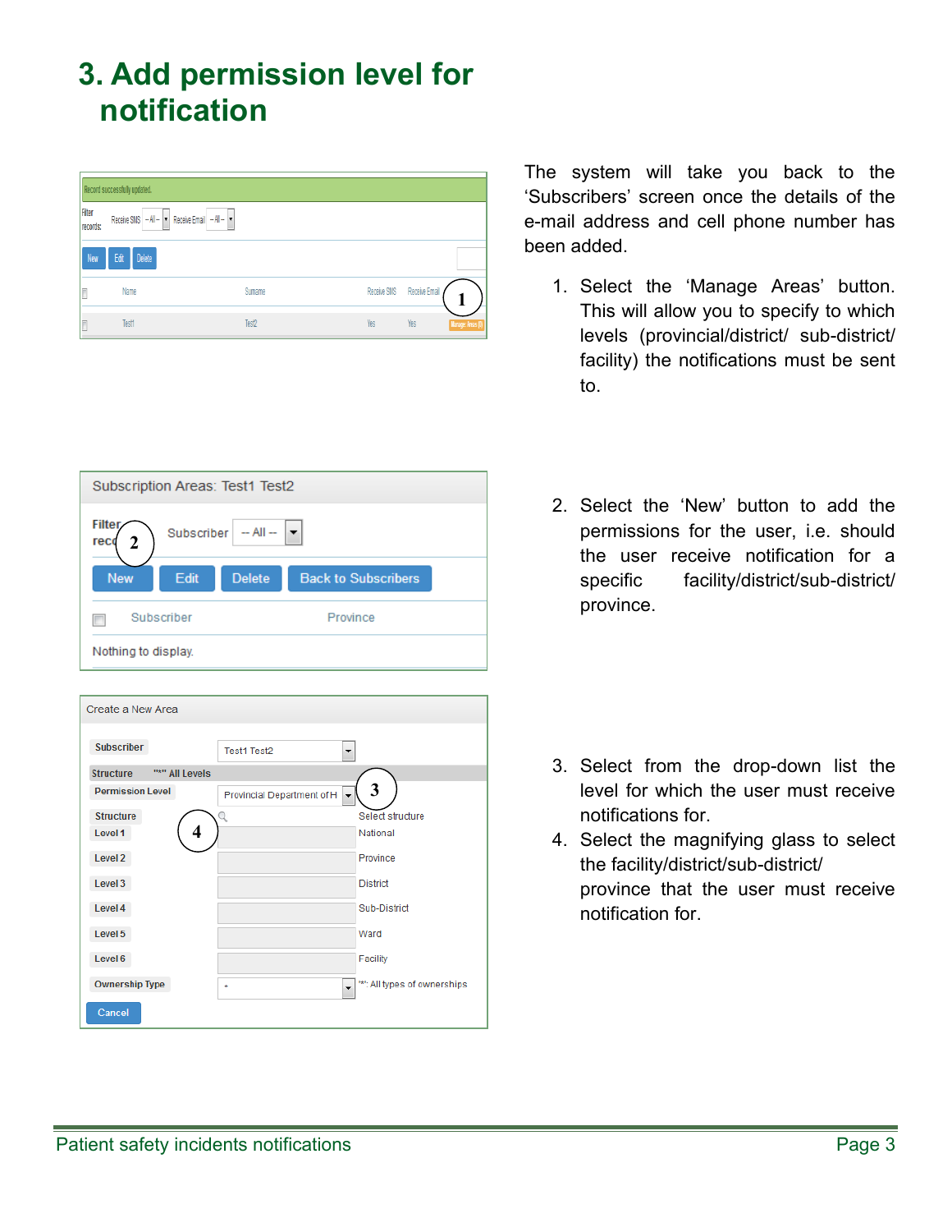# 3. Add permission level for notification

The system will take you back to the 'Subscribers' screen once the details of the e-mail address and cell phone number has been added.

1. Select the 'Manage Areas' button. This will allow you to specify to which levels (provincial/district/ sub-district/ facility) the notifications must be sent to.

2. Select the 'New' button to add the permissions for the user, i.e. should the user receive notification for a specific facility/district/sub-district/ province.

3. Select from the drop-down list the level for which the user must receive notifications for.
4. Select the magnifying glass to select the facility/district/sub-district/ province that the user must receive notification for.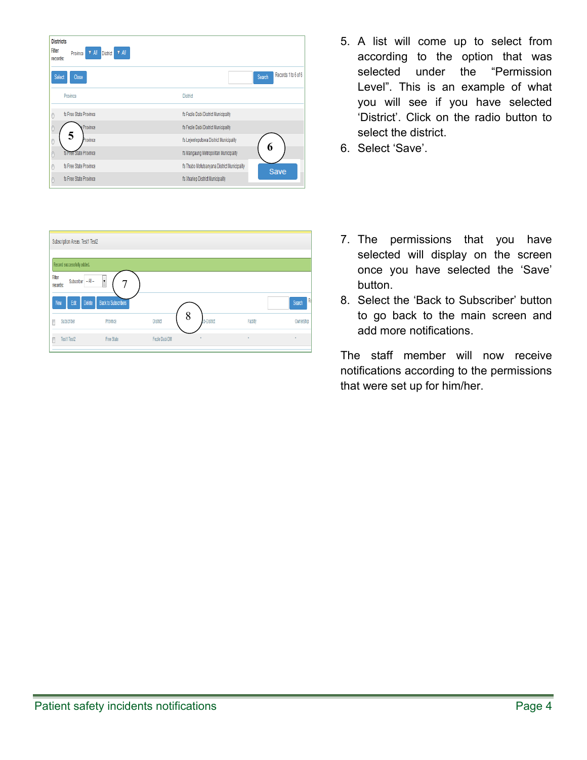5. A list will come up to select from according to the option that was selected under the "Permission Level". This is an example of what you will see if you have selected 'District'. Click on the radio button to select the district.
6. Select 'Save'.

7. The permissions that you have selected will display on the screen once you have selected the 'Save' button.
8. Select the 'Back to Subscriber' button to go back to the main screen and add more notifications.

The staff member will now receive notifications according to the permissions that were set up for him/her.